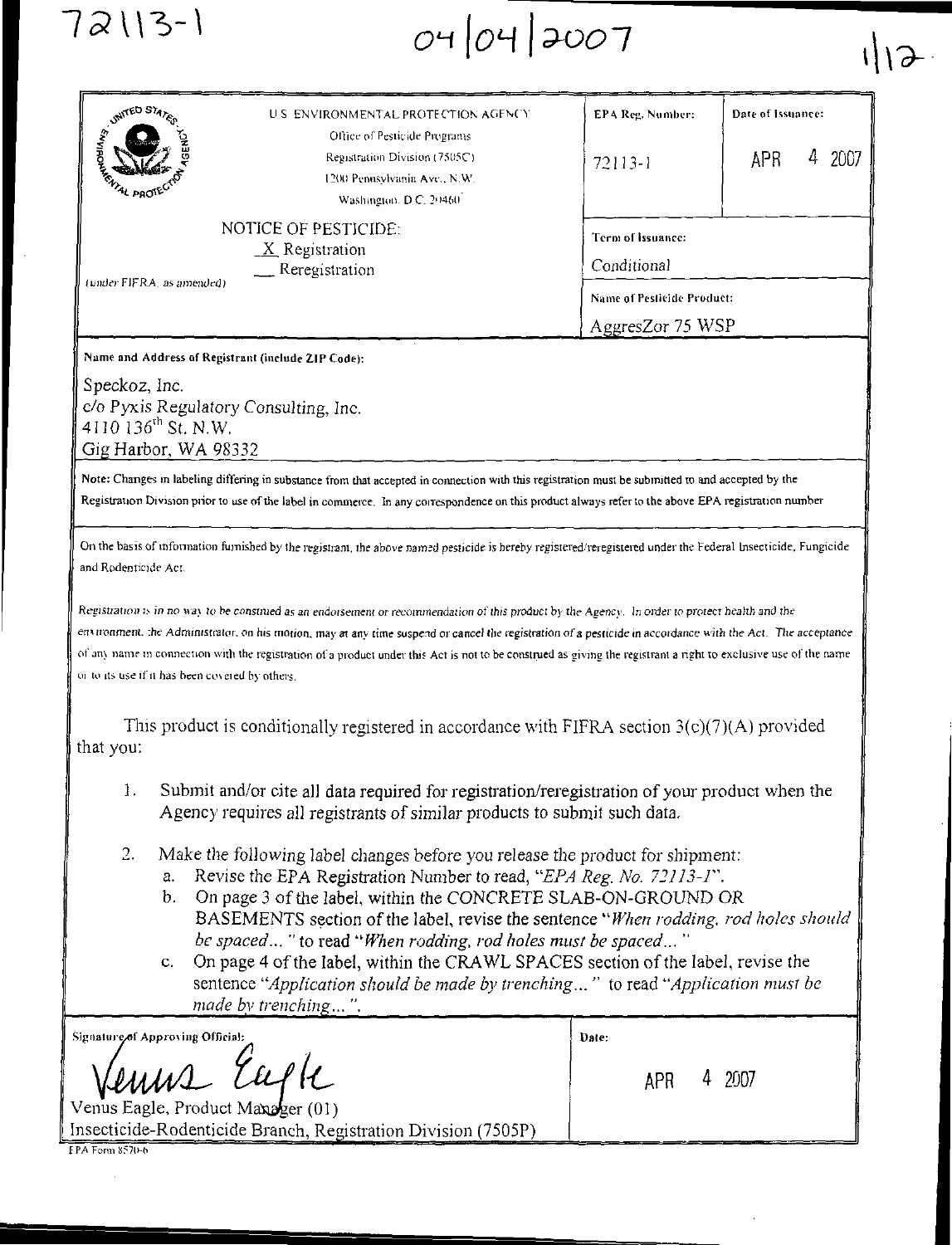72113-1

04/04/2007

| U.S. ENVIRONMENTAL PROTECTION AGENCY<br>Office of Pesticide Programs<br>Registration Division (7505C)<br>1200 Pennsylvania Ave., N.W.<br>Washington, D.C. 20460 | EPA Reg. Number:<br>72113-1 | Date of Issuance:<br>APR 4 2007 |
|---|---|---|
| NOTICE OF PESTICIDE:<br>_X_ Registration<br>__ Reregistration<br>(under FIFRA, as amended) | Term of Issuance:<br>Conditional | |
| | Name of Pesticide Product:<br>AggresZor 75 WSP | |

**Name and Address of Registrant (include ZIP Code):**

Speckoz, Inc.
c/o Pyxis Regulatory Consulting, Inc.
4110 136th St. N.W.
Gig Harbor, WA 98332

Note: Changes in labeling differing in substance from that accepted in connection with this registration must be submitted to and accepted by the Registration Division prior to use of the label in commerce. In any correspondence on this product always refer to the above EPA registration number

On the basis of information furnished by the registrant, the above named pesticide is hereby registered/reregistered under the Federal Insecticide, Fungicide and Rodenticide Act.

*Registration is in no way to be construed as an endorsement or recommendation of this product by the Agency. In order to protect health and the environment, the Administrator, on his motion, may at any time suspend or cancel the registration of a pesticide in accordance with the Act. The acceptance of any name in connection with the registration of a product under this Act is not to be construed as giving the registrant a right to exclusive use of the name or to its use if it has been covered by others.*

This product is conditionally registered in accordance with FIFRA section 3(c)(7)(A) provided that you:

1. Submit and/or cite all data required for registration/reregistration of your product when the Agency requires all registrants of similar products to submit such data.

2. Make the following label changes before you release the product for shipment:
   a. Revise the EPA Registration Number to read, "*EPA Reg. No. 72113-1*".
   b. On page 3 of the label, within the CONCRETE SLAB-ON-GROUND OR BASEMENTS section of the label, revise the sentence "*When rodding, rod holes should be spaced...*" to read "*When rodding, rod holes must be spaced...*"
   c. On page 4 of the label, within the CRAWL SPACES section of the label, revise the sentence "*Application should be made by trenching...*" to read "*Application must be made by trenching...*".

| Signature of Approving Official: | Date: |
|---|---|
| Venus Eagle<br>Venus Eagle, Product Manager (01)<br>Insecticide-Rodenticide Branch, Registration Division (7505P) | APR 4 2007 |

EPA Form 8570-6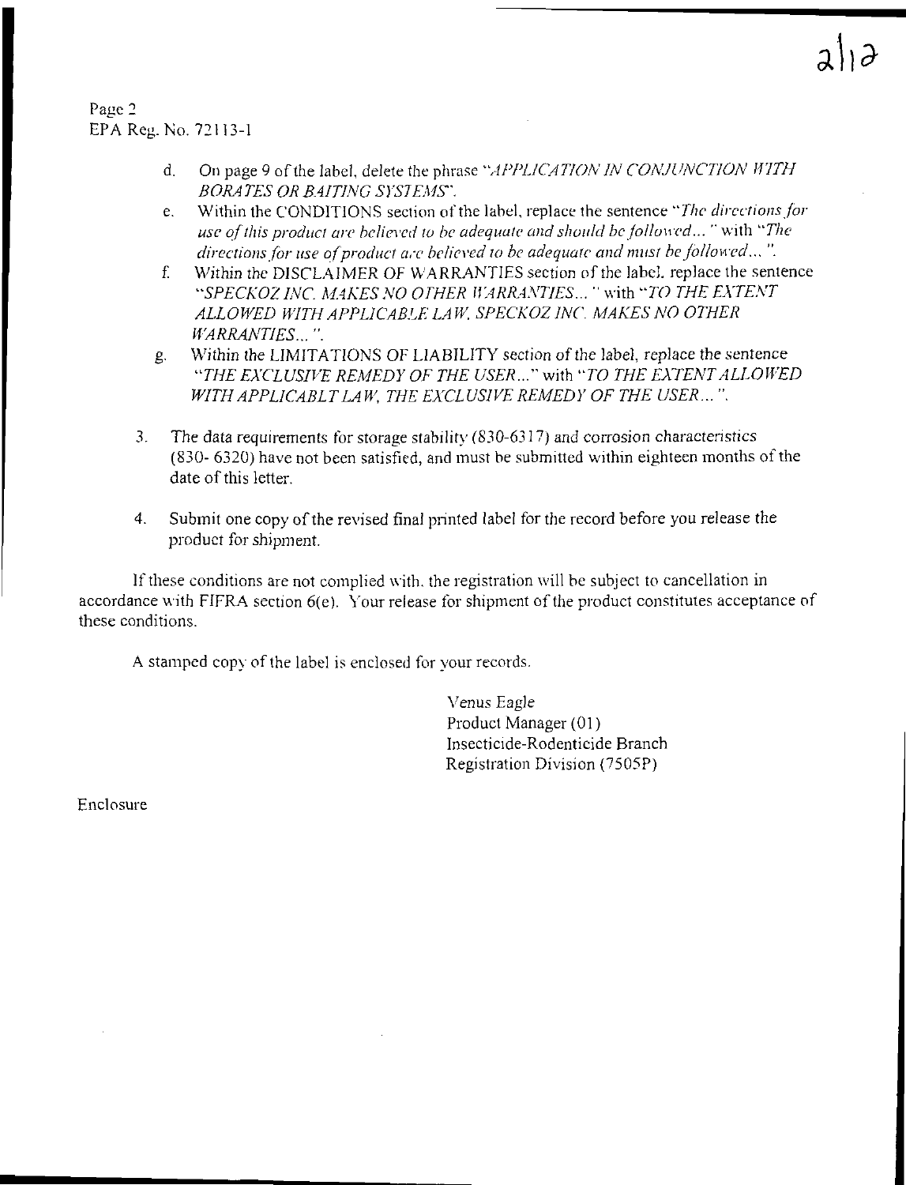Page 2
EPA Reg. No. 72113-1

d. On page 9 of the label, delete the phrase "*APPLICATION IN CONJUNCTION WITH BORATES OR BAITING SYSTEMS*".

e. Within the CONDITIONS section of the label, replace the sentence "*The directions for use of this product are believed to be adequate and should be followed...*" with "*The directions for use of product are believed to be adequate and must be followed...*".

f. Within the DISCLAIMER OF WARRANTIES section of the label, replace the sentence "*SPECKOZ INC. MAKES NO OTHER WARRANTIES...*" with "*TO THE EXTENT ALLOWED WITH APPLICABLE LAW, SPECKOZ INC. MAKES NO OTHER WARRANTIES...*".

g. Within the LIMITATIONS OF LIABILITY section of the label, replace the sentence "*THE EXCLUSIVE REMEDY OF THE USER...*" with "*TO THE EXTENT ALLOWED WITH APPLICABLT LAW, THE EXCLUSIVE REMEDY OF THE USER...*".

3. The data requirements for storage stability (830-6317) and corrosion characteristics (830- 6320) have not been satisfied, and must be submitted within eighteen months of the date of this letter.

4. Submit one copy of the revised final printed label for the record before you release the product for shipment.

If these conditions are not complied with, the registration will be subject to cancellation in accordance with FIFRA section 6(e). Your release for shipment of the product constitutes acceptance of these conditions.

A stamped copy of the label is enclosed for your records.

Venus Eagle
Product Manager (01)
Insecticide-Rodenticide Branch
Registration Division (7505P)

Enclosure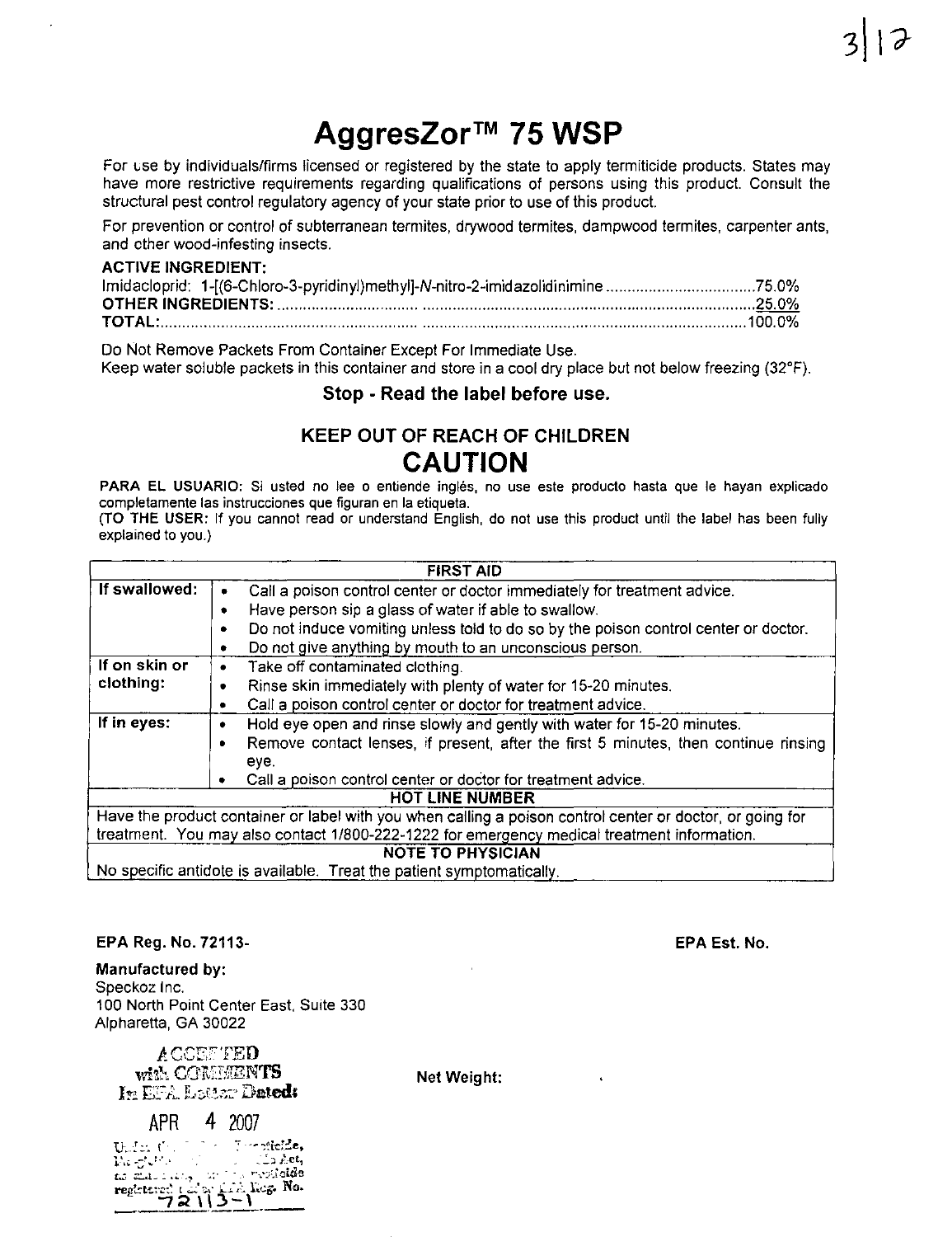# AggresZor™ 75 WSP

For use by individuals/firms licensed or registered by the state to apply termiticide products. States may have more restrictive requirements regarding qualifications of persons using this product. Consult the structural pest control regulatory agency of your state prior to use of this product.

For prevention or control of subterranean termites, drywood termites, dampwood termites, carpenter ants, and other wood-infesting insects.

**ACTIVE INGREDIENT:**

Imidacloprid: 1-[(6-Chloro-3-pyridinyl)methyl]-*N*-nitro-2-imidazolidinimine .................................75.0%
**OTHER INGREDIENTS:** ..........................................................................................................25.0%
**TOTAL:** ..................................................................................................................................100.0%

Do Not Remove Packets From Container Except For Immediate Use.
Keep water soluble packets in this container and store in a cool dry place but not below freezing (32°F).

**Stop - Read the label before use.**

**KEEP OUT OF REACH OF CHILDREN**

## CAUTION

**PARA EL USUARIO:** Si usted no lee o entiende inglés, no use este producto hasta que le hayan explicado completamente las instrucciones que figuran en la etiqueta.
(**TO THE USER:** If you cannot read or understand English, do not use this product until the label has been fully explained to you.)

| FIRST AID | |
|---|---|
| **If swallowed:** | • Call a poison control center or doctor immediately for treatment advice.<br>• Have person sip a glass of water if able to swallow.<br>• Do not induce vomiting unless told to do so by the poison control center or doctor.<br>• Do not give anything by mouth to an unconscious person. |
| **If on skin or clothing:** | • Take off contaminated clothing.<br>• Rinse skin immediately with plenty of water for 15-20 minutes.<br>• Call a poison control center or doctor for treatment advice. |
| **If in eyes:** | • Hold eye open and rinse slowly and gently with water for 15-20 minutes.<br>• Remove contact lenses, if present, after the first 5 minutes, then continue rinsing eye.<br>• Call a poison control center or doctor for treatment advice. |
| **HOT LINE NUMBER** | |
| Have the product container or label with you when calling a poison control center or doctor, or going for treatment. You may also contact 1/800-222-1222 for emergency medical treatment information. | |
| **NOTE TO PHYSICIAN** | |
| No specific antidote is available. Treat the patient symptomatically. | |

**EPA Reg. No. 72113-**

**EPA Est. No.**

**Manufactured by:**
Speckoz Inc.
100 North Point Center East, Suite 330
Alpharetta, GA 30022

ACCEPTED
with COMMENTS
In EPA Letter Dated:
APR 4 2007
Under the Federal Insecticide, Fungicide, and Rodenticide Act, as amended, for the pesticide registered under EPA Reg. No. 72113-1

**Net Weight:**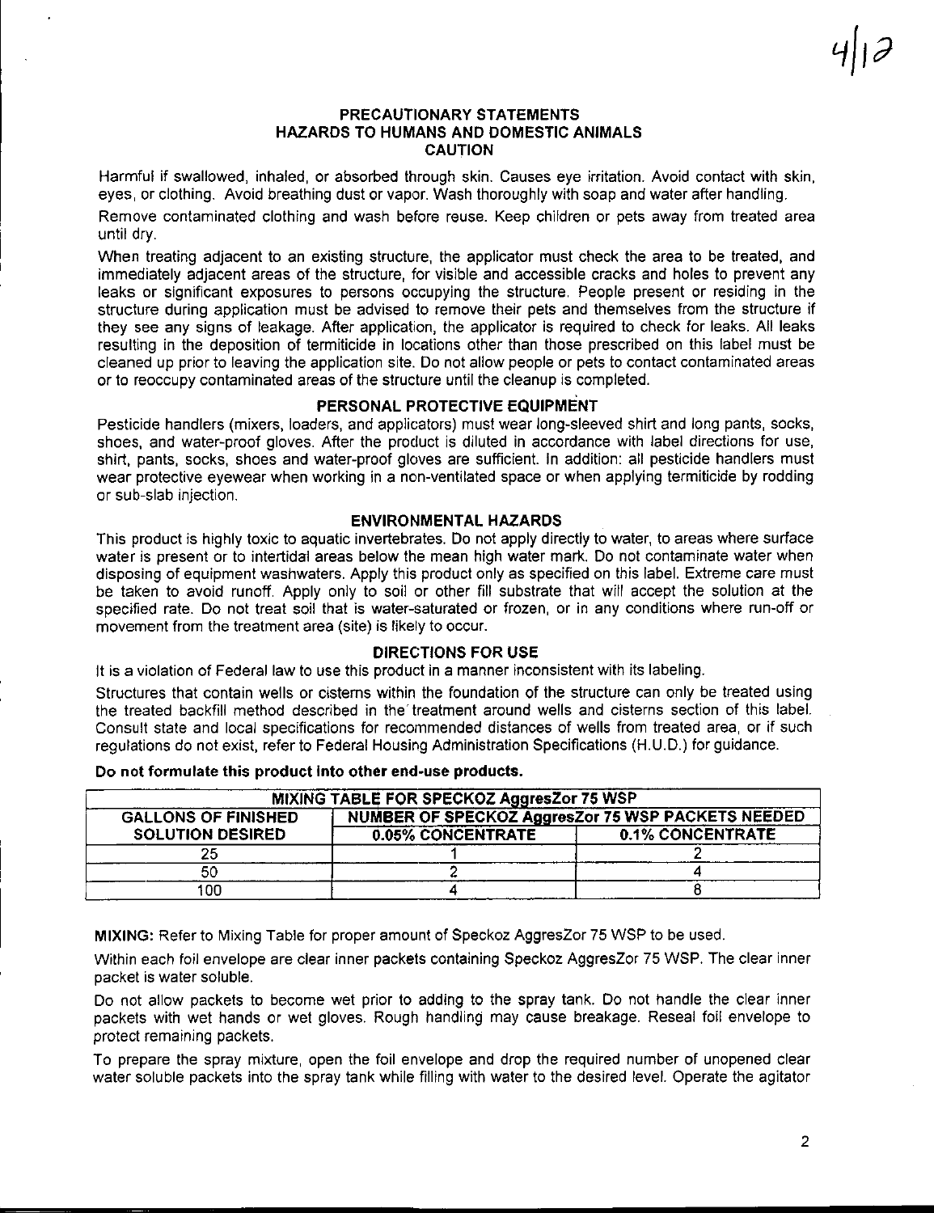## PRECAUTIONARY STATEMENTS
## HAZARDS TO HUMANS AND DOMESTIC ANIMALS
## CAUTION

Harmful if swallowed, inhaled, or absorbed through skin. Causes eye irritation. Avoid contact with skin, eyes, or clothing. Avoid breathing dust or vapor. Wash thoroughly with soap and water after handling.

Remove contaminated clothing and wash before reuse. Keep children or pets away from treated area until dry.

When treating adjacent to an existing structure, the applicator must check the area to be treated, and immediately adjacent areas of the structure, for visible and accessible cracks and holes to prevent any leaks or significant exposures to persons occupying the structure. People present or residing in the structure during application must be advised to remove their pets and themselves from the structure if they see any signs of leakage. After application, the applicator is required to check for leaks. All leaks resulting in the deposition of termiticide in locations other than those prescribed on this label must be cleaned up prior to leaving the application site. Do not allow people or pets to contact contaminated areas or to reoccupy contaminated areas of the structure until the cleanup is completed.

### PERSONAL PROTECTIVE EQUIPMENT

Pesticide handlers (mixers, loaders, and applicators) must wear long-sleeved shirt and long pants, socks, shoes, and water-proof gloves. After the product is diluted in accordance with label directions for use, shirt, pants, socks, shoes and water-proof gloves are sufficient. In addition: all pesticide handlers must wear protective eyewear when working in a non-ventilated space or when applying termiticide by rodding or sub-slab injection.

### ENVIRONMENTAL HAZARDS

This product is highly toxic to aquatic invertebrates. Do not apply directly to water, to areas where surface water is present or to intertidal areas below the mean high water mark. Do not contaminate water when disposing of equipment washwaters. Apply this product only as specified on this label. Extreme care must be taken to avoid runoff. Apply only to soil or other fill substrate that will accept the solution at the specified rate. Do not treat soil that is water-saturated or frozen, or in any conditions where run-off or movement from the treatment area (site) is likely to occur.

### DIRECTIONS FOR USE

It is a violation of Federal law to use this product in a manner inconsistent with its labeling.

Structures that contain wells or cisterns within the foundation of the structure can only be treated using the treated backfill method described in the treatment around wells and cisterns section of this label. Consult state and local specifications for recommended distances of wells from treated area, or if such regulations do not exist, refer to Federal Housing Administration Specifications (H.U.D.) for guidance.

**Do not formulate this product into other end-use products.**

| MIXING TABLE FOR SPECKOZ AggresZor 75 WSP | | |
|---|---|---|
| GALLONS OF FINISHED SOLUTION DESIRED | NUMBER OF SPECKOZ AggresZor 75 WSP PACKETS NEEDED | |
| | 0.05% CONCENTRATE | 0.1% CONCENTRATE |
| 25 | 1 | 2 |
| 50 | 2 | 4 |
| 100 | 4 | 8 |

**MIXING:** Refer to Mixing Table for proper amount of Speckoz AggresZor 75 WSP to be used.

Within each foil envelope are clear inner packets containing Speckoz AggresZor 75 WSP. The clear inner packet is water soluble.

Do not allow packets to become wet prior to adding to the spray tank. Do not handle the clear inner packets with wet hands or wet gloves. Rough handling may cause breakage. Reseal foil envelope to protect remaining packets.

To prepare the spray mixture, open the foil envelope and drop the required number of unopened clear water soluble packets into the spray tank while filling with water to the desired level. Operate the agitator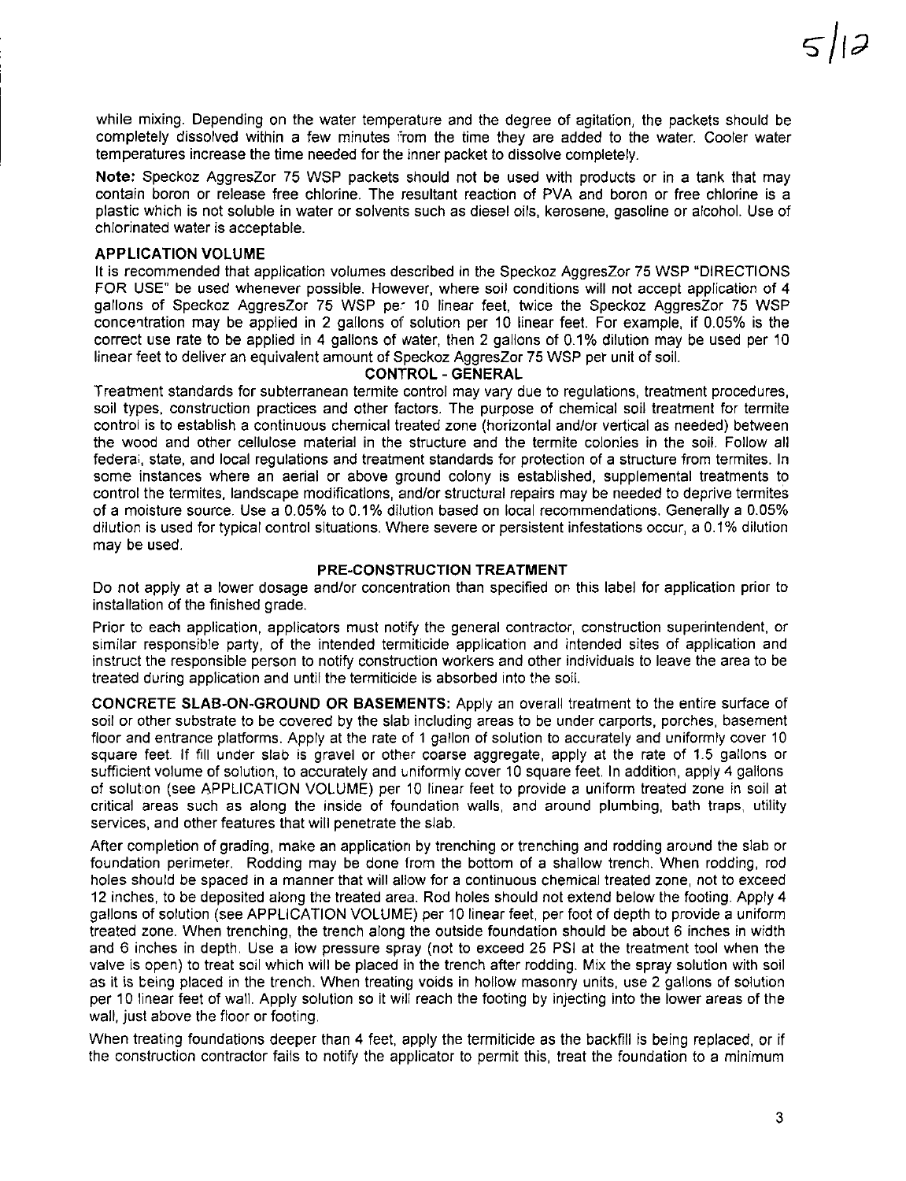while mixing. Depending on the water temperature and the degree of agitation, the packets should be completely dissolved within a few minutes from the time they are added to the water. Cooler water temperatures increase the time needed for the inner packet to dissolve completely.

**Note:** Speckoz AggresZor 75 WSP packets should not be used with products or in a tank that may contain boron or release free chlorine. The resultant reaction of PVA and boron or free chlorine is a plastic which is not soluble in water or solvents such as diesel oils, kerosene, gasoline or alcohol. Use of chlorinated water is acceptable.

**APPLICATION VOLUME**

It is recommended that application volumes described in the Speckoz AggresZor 75 WSP "DIRECTIONS FOR USE" be used whenever possible. However, where soil conditions will not accept application of 4 gallons of Speckoz AggresZor 75 WSP per 10 linear feet, twice the Speckoz AggresZor 75 WSP concentration may be applied in 2 gallons of solution per 10 linear feet. For example, if 0.05% is the correct use rate to be applied in 4 gallons of water, then 2 gallons of 0.1% dilution may be used per 10 linear feet to deliver an equivalent amount of Speckoz AggresZor 75 WSP per unit of soil.

**CONTROL - GENERAL**

Treatment standards for subterranean termite control may vary due to regulations, treatment procedures, soil types, construction practices and other factors. The purpose of chemical soil treatment for termite control is to establish a continuous chemical treated zone (horizontal and/or vertical as needed) between the wood and other cellulose material in the structure and the termite colonies in the soil. Follow all federal, state, and local regulations and treatment standards for protection of a structure from termites. In some instances where an aerial or above ground colony is established, supplemental treatments to control the termites, landscape modifications, and/or structural repairs may be needed to deprive termites of a moisture source. Use a 0.05% to 0.1% dilution based on local recommendations. Generally a 0.05% dilution is used for typical control situations. Where severe or persistent infestations occur, a 0.1% dilution may be used.

**PRE-CONSTRUCTION TREATMENT**

Do not apply at a lower dosage and/or concentration than specified on this label for application prior to installation of the finished grade.

Prior to each application, applicators must notify the general contractor, construction superintendent, or similar responsible party, of the intended termiticide application and intended sites of application and instruct the responsible person to notify construction workers and other individuals to leave the area to be treated during application and until the termiticide is absorbed into the soil.

**CONCRETE SLAB-ON-GROUND OR BASEMENTS:** Apply an overall treatment to the entire surface of soil or other substrate to be covered by the slab including areas to be under carports, porches, basement floor and entrance platforms. Apply at the rate of 1 gallon of solution to accurately and uniformly cover 10 square feet. If fill under slab is gravel or other coarse aggregate, apply at the rate of 1.5 gallons or sufficient volume of solution, to accurately and uniformly cover 10 square feet. In addition, apply 4 gallons of solution (see APPLICATION VOLUME) per 10 linear feet to provide a uniform treated zone in soil at critical areas such as along the inside of foundation walls, and around plumbing, bath traps, utility services, and other features that will penetrate the slab.

After completion of grading, make an application by trenching or trenching and rodding around the slab or foundation perimeter. Rodding may be done from the bottom of a shallow trench. When rodding, rod holes should be spaced in a manner that will allow for a continuous chemical treated zone, not to exceed 12 inches, to be deposited along the treated area. Rod holes should not extend below the footing. Apply 4 gallons of solution (see APPLICATION VOLUME) per 10 linear feet, per foot of depth to provide a uniform treated zone. When trenching, the trench along the outside foundation should be about 6 inches in width and 6 inches in depth. Use a low pressure spray (not to exceed 25 PSI at the treatment tool when the valve is open) to treat soil which will be placed in the trench after rodding. Mix the spray solution with soil as it is being placed in the trench. When treating voids in hollow masonry units, use 2 gallons of solution per 10 linear feet of wall. Apply solution so it will reach the footing by injecting into the lower areas of the wall, just above the floor or footing.

When treating foundations deeper than 4 feet, apply the termiticide as the backfill is being replaced, or if the construction contractor fails to notify the applicator to permit this, treat the foundation to a minimum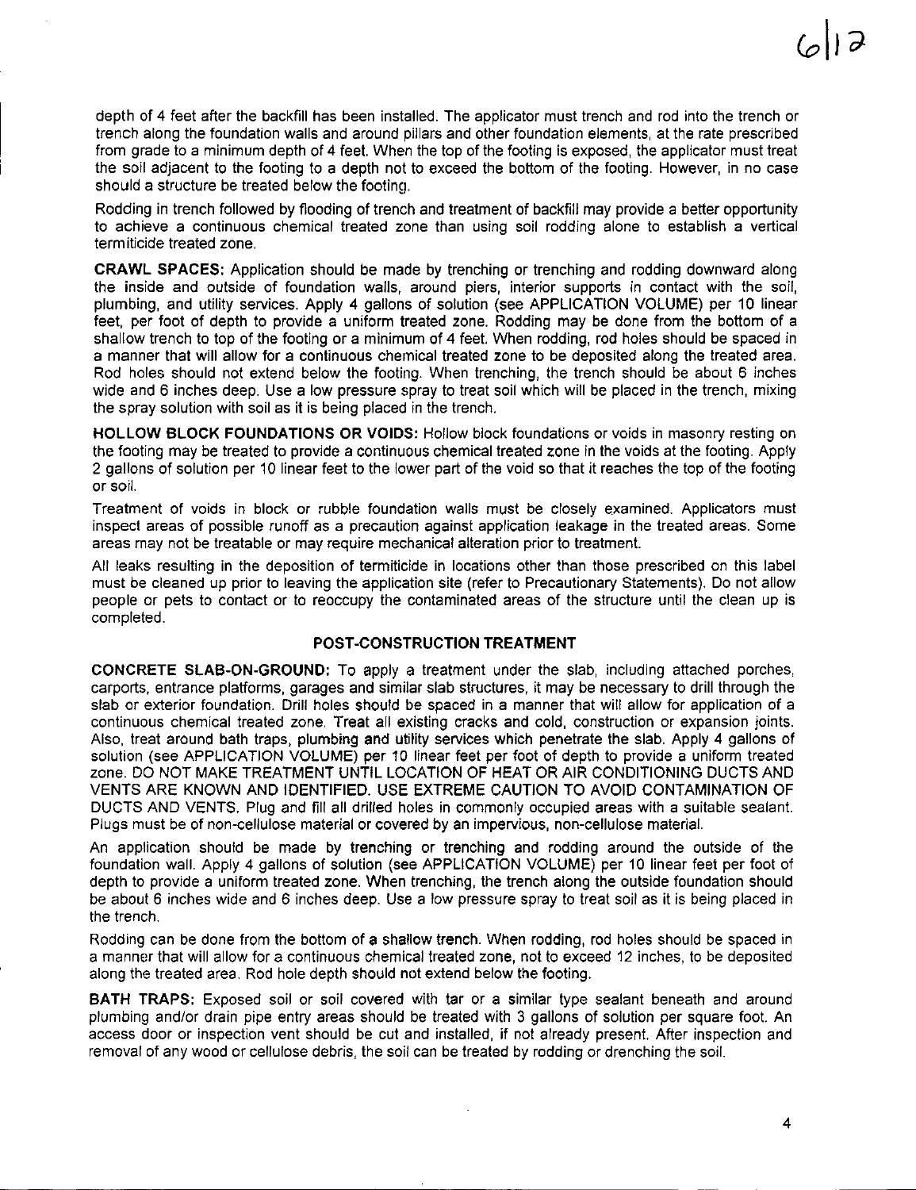depth of 4 feet after the backfill has been installed. The applicator must trench and rod into the trench or trench along the foundation walls and around pillars and other foundation elements, at the rate prescribed from grade to a minimum depth of 4 feet. When the top of the footing is exposed, the applicator must treat the soil adjacent to the footing to a depth not to exceed the bottom of the footing. However, in no case should a structure be treated below the footing.

Rodding in trench followed by flooding of trench and treatment of backfill may provide a better opportunity to achieve a continuous chemical treated zone than using soil rodding alone to establish a vertical termiticide treated zone.

**CRAWL SPACES:** Application should be made by trenching or trenching and rodding downward along the inside and outside of foundation walls, around piers, interior supports in contact with the soil, plumbing, and utility services. Apply 4 gallons of solution (see APPLICATION VOLUME) per 10 linear feet, per foot of depth to provide a uniform treated zone. Rodding may be done from the bottom of a shallow trench to top of the footing or a minimum of 4 feet. When rodding, rod holes should be spaced in a manner that will allow for a continuous chemical treated zone to be deposited along the treated area. Rod holes should not extend below the footing. When trenching, the trench should be about 6 inches wide and 6 inches deep. Use a low pressure spray to treat soil which will be placed in the trench, mixing the spray solution with soil as it is being placed in the trench.

**HOLLOW BLOCK FOUNDATIONS OR VOIDS:** Hollow block foundations or voids in masonry resting on the footing may be treated to provide a continuous chemical treated zone in the voids at the footing. Apply 2 gallons of solution per 10 linear feet to the lower part of the void so that it reaches the top of the footing or soil.

Treatment of voids in block or rubble foundation walls must be closely examined. Applicators must inspect areas of possible runoff as a precaution against application leakage in the treated areas. Some areas may not be treatable or may require mechanical alteration prior to treatment.

All leaks resulting in the deposition of termiticide in locations other than those prescribed on this label must be cleaned up prior to leaving the application site (refer to Precautionary Statements). Do not allow people or pets to contact or to reoccupy the contaminated areas of the structure until the clean up is completed.

## POST-CONSTRUCTION TREATMENT

**CONCRETE SLAB-ON-GROUND:** To apply a treatment under the slab, including attached porches, carports, entrance platforms, garages and similar slab structures, it may be necessary to drill through the slab or exterior foundation. Drill holes should be spaced in a manner that will allow for application of a continuous chemical treated zone. Treat all existing cracks and cold, construction or expansion joints. Also, treat around bath traps, plumbing and utility services which penetrate the slab. Apply 4 gallons of solution (see APPLICATION VOLUME) per 10 linear feet per foot of depth to provide a uniform treated zone. DO NOT MAKE TREATMENT UNTIL LOCATION OF HEAT OR AIR CONDITIONING DUCTS AND VENTS ARE KNOWN AND IDENTIFIED. USE EXTREME CAUTION TO AVOID CONTAMINATION OF DUCTS AND VENTS. Plug and fill all drilled holes in commonly occupied areas with a suitable sealant. Plugs must be of non-cellulose material or covered by an impervious, non-cellulose material.

An application should be made by trenching or trenching and rodding around the outside of the foundation wall. Apply 4 gallons of solution (see APPLICATION VOLUME) per 10 linear feet per foot of depth to provide a uniform treated zone. When trenching, the trench along the outside foundation should be about 6 inches wide and 6 inches deep. Use a low pressure spray to treat soil as it is being placed in the trench.

Rodding can be done from the bottom of a shallow trench. When rodding, rod holes should be spaced in a manner that will allow for a continuous chemical treated zone, not to exceed 12 inches, to be deposited along the treated area. Rod hole depth should not extend below the footing.

**BATH TRAPS:** Exposed soil or soil covered with tar or a similar type sealant beneath and around plumbing and/or drain pipe entry areas should be treated with 3 gallons of solution per square foot. An access door or inspection vent should be cut and installed, if not already present. After inspection and removal of any wood or cellulose debris, the soil can be treated by rodding or drenching the soil.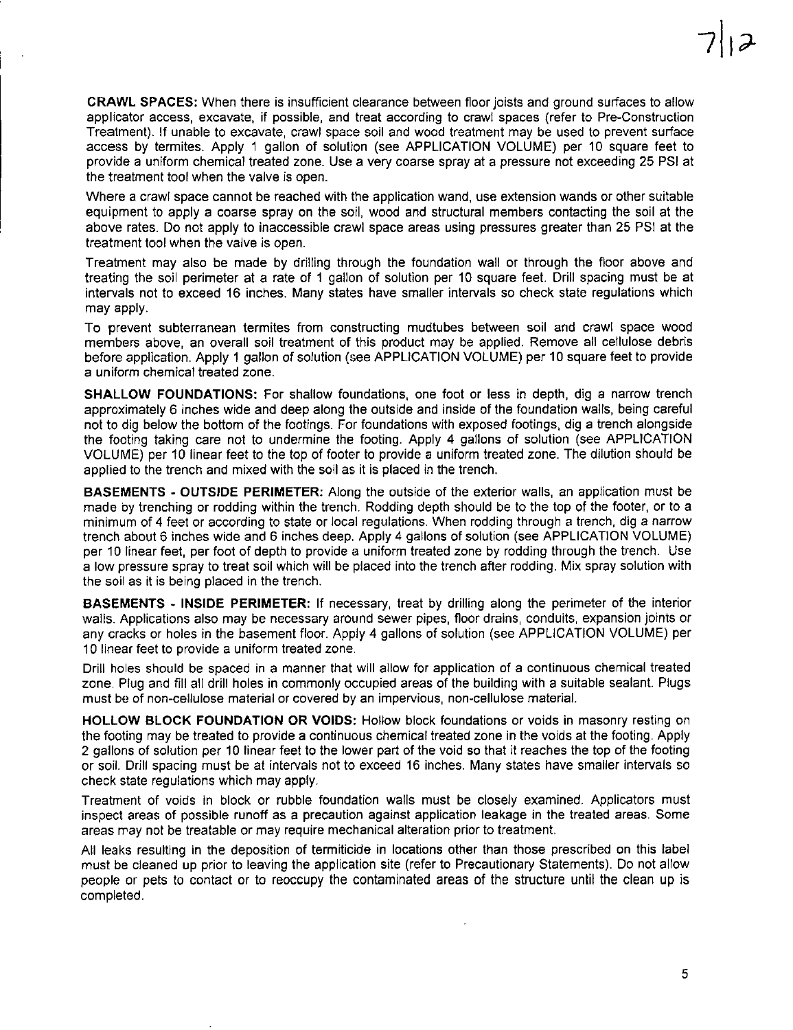**CRAWL SPACES:** When there is insufficient clearance between floor joists and ground surfaces to allow applicator access, excavate, if possible, and treat according to crawl spaces (refer to Pre-Construction Treatment). If unable to excavate, crawl space soil and wood treatment may be used to prevent surface access by termites. Apply 1 gallon of solution (see APPLICATION VOLUME) per 10 square feet to provide a uniform chemical treated zone. Use a very coarse spray at a pressure not exceeding 25 PSI at the treatment tool when the valve is open.

Where a crawl space cannot be reached with the application wand, use extension wands or other suitable equipment to apply a coarse spray on the soil, wood and structural members contacting the soil at the above rates. Do not apply to inaccessible crawl space areas using pressures greater than 25 PSI at the treatment tool when the valve is open.

Treatment may also be made by drilling through the foundation wall or through the floor above and treating the soil perimeter at a rate of 1 gallon of solution per 10 square feet. Drill spacing must be at intervals not to exceed 16 inches. Many states have smaller intervals so check state regulations which may apply.

To prevent subterranean termites from constructing mudtubes between soil and crawl space wood members above, an overall soil treatment of this product may be applied. Remove all cellulose debris before application. Apply 1 gallon of solution (see APPLICATION VOLUME) per 10 square feet to provide a uniform chemical treated zone.

**SHALLOW FOUNDATIONS:** For shallow foundations, one foot or less in depth, dig a narrow trench approximately 6 inches wide and deep along the outside and inside of the foundation walls, being careful not to dig below the bottom of the footings. For foundations with exposed footings, dig a trench alongside the footing taking care not to undermine the footing. Apply 4 gallons of solution (see APPLICATION VOLUME) per 10 linear feet to the top of footer to provide a uniform treated zone. The dilution should be applied to the trench and mixed with the soil as it is placed in the trench.

**BASEMENTS - OUTSIDE PERIMETER:** Along the outside of the exterior walls, an application must be made by trenching or rodding within the trench. Rodding depth should be to the top of the footer, or to a minimum of 4 feet or according to state or local regulations. When rodding through a trench, dig a narrow trench about 6 inches wide and 6 inches deep. Apply 4 gallons of solution (see APPLICATION VOLUME) per 10 linear feet, per foot of depth to provide a uniform treated zone by rodding through the trench. Use a low pressure spray to treat soil which will be placed into the trench after rodding. Mix spray solution with the soil as it is being placed in the trench.

**BASEMENTS - INSIDE PERIMETER:** If necessary, treat by drilling along the perimeter of the interior walls. Applications also may be necessary around sewer pipes, floor drains, conduits, expansion joints or any cracks or holes in the basement floor. Apply 4 gallons of solution (see APPLICATION VOLUME) per 10 linear feet to provide a uniform treated zone.

Drill holes should be spaced in a manner that will allow for application of a continuous chemical treated zone. Plug and fill all drill holes in commonly occupied areas of the building with a suitable sealant. Plugs must be of non-cellulose material or covered by an impervious, non-cellulose material.

**HOLLOW BLOCK FOUNDATION OR VOIDS:** Hollow block foundations or voids in masonry resting on the footing may be treated to provide a continuous chemical treated zone in the voids at the footing. Apply 2 gallons of solution per 10 linear feet to the lower part of the void so that it reaches the top of the footing or soil. Drill spacing must be at intervals not to exceed 16 inches. Many states have smaller intervals so check state regulations which may apply.

Treatment of voids in block or rubble foundation walls must be closely examined. Applicators must inspect areas of possible runoff as a precaution against application leakage in the treated areas. Some areas may not be treatable or may require mechanical alteration prior to treatment.

All leaks resulting in the deposition of termiticide in locations other than those prescribed on this label must be cleaned up prior to leaving the application site (refer to Precautionary Statements). Do not allow people or pets to contact or to reoccupy the contaminated areas of the structure until the clean up is completed.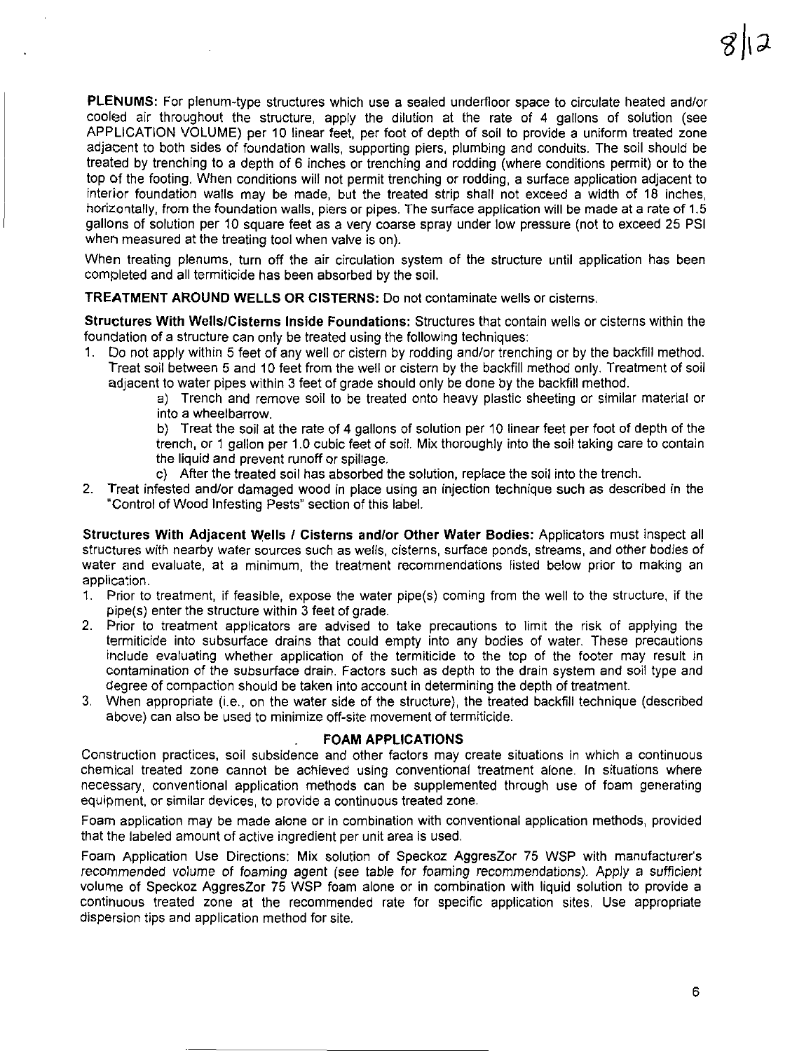**PLENUMS:** For plenum-type structures which use a sealed underfloor space to circulate heated and/or cooled air throughout the structure, apply the dilution at the rate of 4 gallons of solution (see APPLICATION VOLUME) per 10 linear feet, per foot of depth of soil to provide a uniform treated zone adjacent to both sides of foundation walls, supporting piers, plumbing and conduits. The soil should be treated by trenching to a depth of 6 inches or trenching and rodding (where conditions permit) or to the top of the footing. When conditions will not permit trenching or rodding, a surface application adjacent to interior foundation walls may be made, but the treated strip shall not exceed a width of 18 inches, horizontally, from the foundation walls, piers or pipes. The surface application will be made at a rate of 1.5 gallons of solution per 10 square feet as a very coarse spray under low pressure (not to exceed 25 PSI when measured at the treating tool when valve is on).

When treating plenums, turn off the air circulation system of the structure until application has been completed and all termiticide has been absorbed by the soil.

**TREATMENT AROUND WELLS OR CISTERNS:** Do not contaminate wells or cisterns.

**Structures With Wells/Cisterns Inside Foundations:** Structures that contain wells or cisterns within the foundation of a structure can only be treated using the following techniques:

1. Do not apply within 5 feet of any well or cistern by rodding and/or trenching or by the backfill method. Treat soil between 5 and 10 feet from the well or cistern by the backfill method only. Treatment of soil adjacent to water pipes within 3 feet of grade should only be done by the backfill method.
   a) Trench and remove soil to be treated onto heavy plastic sheeting or similar material or into a wheelbarrow.
   b) Treat the soil at the rate of 4 gallons of solution per 10 linear feet per foot of depth of the trench, or 1 gallon per 1.0 cubic feet of soil. Mix thoroughly into the soil taking care to contain the liquid and prevent runoff or spillage.
   c) After the treated soil has absorbed the solution, replace the soil into the trench.
2. Treat infested and/or damaged wood in place using an injection technique such as described in the "Control of Wood Infesting Pests" section of this label.

**Structures With Adjacent Wells / Cisterns and/or Other Water Bodies:** Applicators must inspect all structures with nearby water sources such as wells, cisterns, surface ponds, streams, and other bodies of water and evaluate, at a minimum, the treatment recommendations listed below prior to making an application.

1. Prior to treatment, if feasible, expose the water pipe(s) coming from the well to the structure, if the pipe(s) enter the structure within 3 feet of grade.
2. Prior to treatment applicators are advised to take precautions to limit the risk of applying the termiticide into subsurface drains that could empty into any bodies of water. These precautions include evaluating whether application of the termiticide to the top of the footer may result in contamination of the subsurface drain. Factors such as depth to the drain system and soil type and degree of compaction should be taken into account in determining the depth of treatment.
3. When appropriate (i.e., on the water side of the structure), the treated backfill technique (described above) can also be used to minimize off-site movement of termiticide.

**FOAM APPLICATIONS**

Construction practices, soil subsidence and other factors may create situations in which a continuous chemical treated zone cannot be achieved using conventional treatment alone. In situations where necessary, conventional application methods can be supplemented through use of foam generating equipment, or similar devices, to provide a continuous treated zone.

Foam application may be made alone or in combination with conventional application methods, provided that the labeled amount of active ingredient per unit area is used.

Foam Application Use Directions: Mix solution of Speckoz AggresZor 75 WSP with manufacturer's recommended volume of foaming agent (see table for foaming recommendations). Apply a sufficient volume of Speckoz AggresZor 75 WSP foam alone or in combination with liquid solution to provide a continuous treated zone at the recommended rate for specific application sites. Use appropriate dispersion tips and application method for site.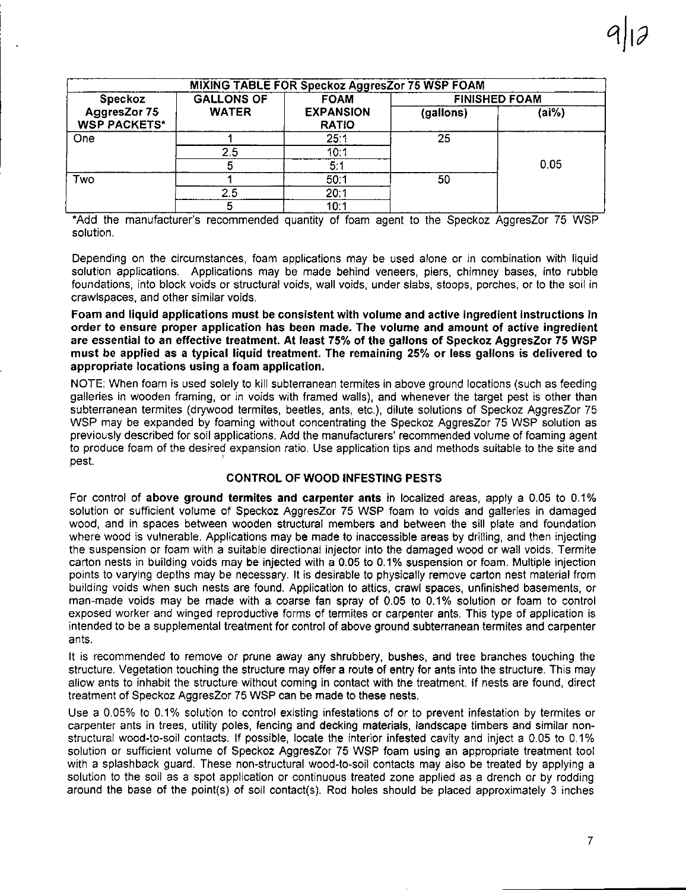| MIXING TABLE FOR Speckoz AggresZor 75 WSP FOAM | | | | |
|---|---|---|---|---|
| Speckoz AggresZor 75 WSP PACKETS* | GALLONS OF WATER | FOAM EXPANSION RATIO | FINISHED FOAM | |
| | | | (gallons) | (ai%) |
| One | 1 | 25:1 | 25 | 0.05 |
| | 2.5 | 10:1 | | |
| | 5 | 5:1 | | |
| Two | 1 | 50:1 | 50 | |
| | 2.5 | 20:1 | | |
| | 5 | 10:1 | | |

*Add the manufacturer's recommended quantity of foam agent to the Speckoz AggresZor 75 WSP solution.

Depending on the circumstances, foam applications may be used alone or in combination with liquid solution applications. Applications may be made behind veneers, piers, chimney bases, into rubble foundations, into block voids or structural voids, wall voids, under slabs, stoops, porches, or to the soil in crawlspaces, and other similar voids.

**Foam and liquid applications must be consistent with volume and active ingredient instructions in order to ensure proper application has been made. The volume and amount of active ingredient are essential to an effective treatment. At least 75% of the gallons of Speckoz AggresZor 75 WSP must be applied as a typical liquid treatment. The remaining 25% or less gallons is delivered to appropriate locations using a foam application.**

NOTE: When foam is used solely to kill subterranean termites in above ground locations (such as feeding galleries in wooden framing, or in voids with framed walls), and whenever the target pest is other than subterranean termites (drywood termites, beetles, ants, etc.), dilute solutions of Speckoz AggresZor 75 WSP may be expanded by foaming without concentrating the Speckoz AggresZor 75 WSP solution as previously described for soil applications. Add the manufacturers' recommended volume of foaming agent to produce foam of the desired expansion ratio. Use application tips and methods suitable to the site and pest.

## CONTROL OF WOOD INFESTING PESTS

For control of **above ground termites and carpenter ants** in localized areas, apply a 0.05 to 0.1% solution or sufficient volume of Speckoz AggresZor 75 WSP foam to voids and galleries in damaged wood, and in spaces between wooden structural members and between the sill plate and foundation where wood is vulnerable. Applications may be made to inaccessible areas by drilling, and then injecting the suspension or foam with a suitable directional injector into the damaged wood or wall voids. Termite carton nests in building voids may be injected with a 0.05 to 0.1% suspension or foam. Multiple injection points to varying depths may be necessary. It is desirable to physically remove carton nest material from building voids when such nests are found. Application to attics, crawl spaces, unfinished basements, or man-made voids may be made with a coarse fan spray of 0.05 to 0.1% solution or foam to control exposed worker and winged reproductive forms of termites or carpenter ants. This type of application is intended to be a supplemental treatment for control of above ground subterranean termites and carpenter ants.

It is recommended to remove or prune away any shrubbery, bushes, and tree branches touching the structure. Vegetation touching the structure may offer a route of entry for ants into the structure. This may allow ants to inhabit the structure without coming in contact with the treatment. If nests are found, direct treatment of Speckoz AggresZor 75 WSP can be made to these nests.

Use a 0.05% to 0.1% solution to control existing infestations of or to prevent infestation by termites or carpenter ants in trees, utility poles, fencing and decking materials, landscape timbers and similar non-structural wood-to-soil contacts. If possible, locate the interior infested cavity and inject a 0.05 to 0.1% solution or sufficient volume of Speckoz AggresZor 75 WSP foam using an appropriate treatment tool with a splashback guard. These non-structural wood-to-soil contacts may also be treated by applying a solution to the soil as a spot application or continuous treated zone applied as a drench or by rodding around the base of the point(s) of soil contact(s). Rod holes should be placed approximately 3 inches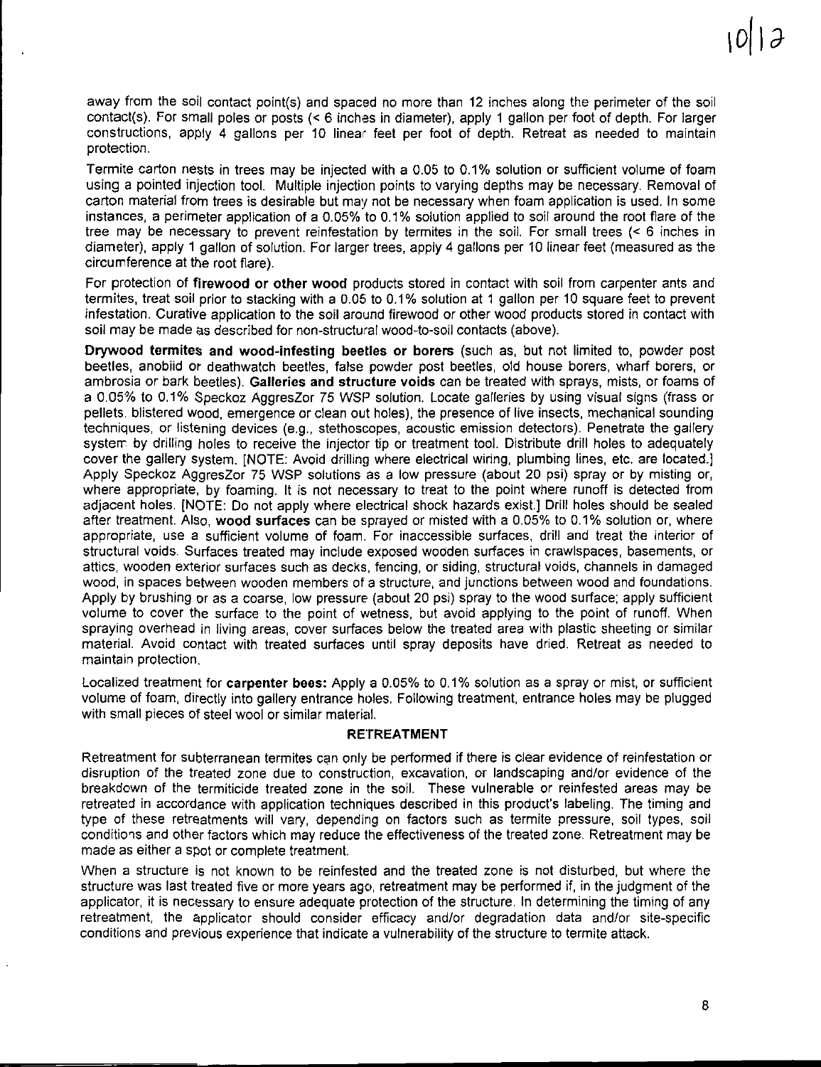away from the soil contact point(s) and spaced no more than 12 inches along the perimeter of the soil contact(s). For small poles or posts (< 6 inches in diameter), apply 1 gallon per foot of depth. For larger constructions, apply 4 gallons per 10 linear feet per foot of depth. Retreat as needed to maintain protection.

Termite carton nests in trees may be injected with a 0.05 to 0.1% solution or sufficient volume of foam using a pointed injection tool. Multiple injection points to varying depths may be necessary. Removal of carton material from trees is desirable but may not be necessary when foam application is used. In some instances, a perimeter application of a 0.05% to 0.1% solution applied to soil around the root flare of the tree may be necessary to prevent reinfestation by termites in the soil. For small trees (< 6 inches in diameter), apply 1 gallon of solution. For larger trees, apply 4 gallons per 10 linear feet (measured as the circumference at the root flare).

For protection of **firewood or other wood** products stored in contact with soil from carpenter ants and termites, treat soil prior to stacking with a 0.05 to 0.1% solution at 1 gallon per 10 square feet to prevent infestation. Curative application to the soil around firewood or other wood products stored in contact with soil may be made as described for non-structural wood-to-soil contacts (above).

**Drywood termites and wood-infesting beetles or borers** (such as, but not limited to, powder post beetles, anobiid or deathwatch beetles, false powder post beetles, old house borers, wharf borers, or ambrosia or bark beetles). **Galleries and structure voids** can be treated with sprays, mists, or foams of a 0.05% to 0.1% Speckoz AggresZor 75 WSP solution. Locate galleries by using visual signs (frass or pellets, blistered wood, emergence or clean out holes), the presence of live insects, mechanical sounding techniques, or listening devices (e.g., stethoscopes, acoustic emission detectors). Penetrate the gallery system by drilling holes to receive the injector tip or treatment tool. Distribute drill holes to adequately cover the gallery system. [NOTE: Avoid drilling where electrical wiring, plumbing lines, etc. are located.] Apply Speckoz AggresZor 75 WSP solutions as a low pressure (about 20 psi) spray or by misting or, where appropriate, by foaming. It is not necessary to treat to the point where runoff is detected from adjacent holes. [NOTE: Do not apply where electrical shock hazards exist.] Drill holes should be sealed after treatment. Also, **wood surfaces** can be sprayed or misted with a 0.05% to 0.1% solution or, where appropriate, use a sufficient volume of foam. For inaccessible surfaces, drill and treat the interior of structural voids. Surfaces treated may include exposed wooden surfaces in crawlspaces, basements, or attics, wooden exterior surfaces such as decks, fencing, or siding, structural voids, channels in damaged wood, in spaces between wooden members of a structure, and junctions between wood and foundations. Apply by brushing or as a coarse, low pressure (about 20 psi) spray to the wood surface; apply sufficient volume to cover the surface to the point of wetness, but avoid applying to the point of runoff. When spraying overhead in living areas, cover surfaces below the treated area with plastic sheeting or similar material. Avoid contact with treated surfaces until spray deposits have dried. Retreat as needed to maintain protection.

Localized treatment for **carpenter bees:** Apply a 0.05% to 0.1% solution as a spray or mist, or sufficient volume of foam, directly into gallery entrance holes. Following treatment, entrance holes may be plugged with small pieces of steel wool or similar material.

## RETREATMENT

Retreatment for subterranean termites can only be performed if there is clear evidence of reinfestation or disruption of the treated zone due to construction, excavation, or landscaping and/or evidence of the breakdown of the termiticide treated zone in the soil. These vulnerable or reinfested areas may be retreated in accordance with application techniques described in this product's labeling. The timing and type of these retreatments will vary, depending on factors such as termite pressure, soil types, soil conditions and other factors which may reduce the effectiveness of the treated zone. Retreatment may be made as either a spot or complete treatment.

When a structure is not known to be reinfested and the treated zone is not disturbed, but where the structure was last treated five or more years ago, retreatment may be performed if, in the judgment of the applicator, it is necessary to ensure adequate protection of the structure. In determining the timing of any retreatment, the applicator should consider efficacy and/or degradation data and/or site-specific conditions and previous experience that indicate a vulnerability of the structure to termite attack.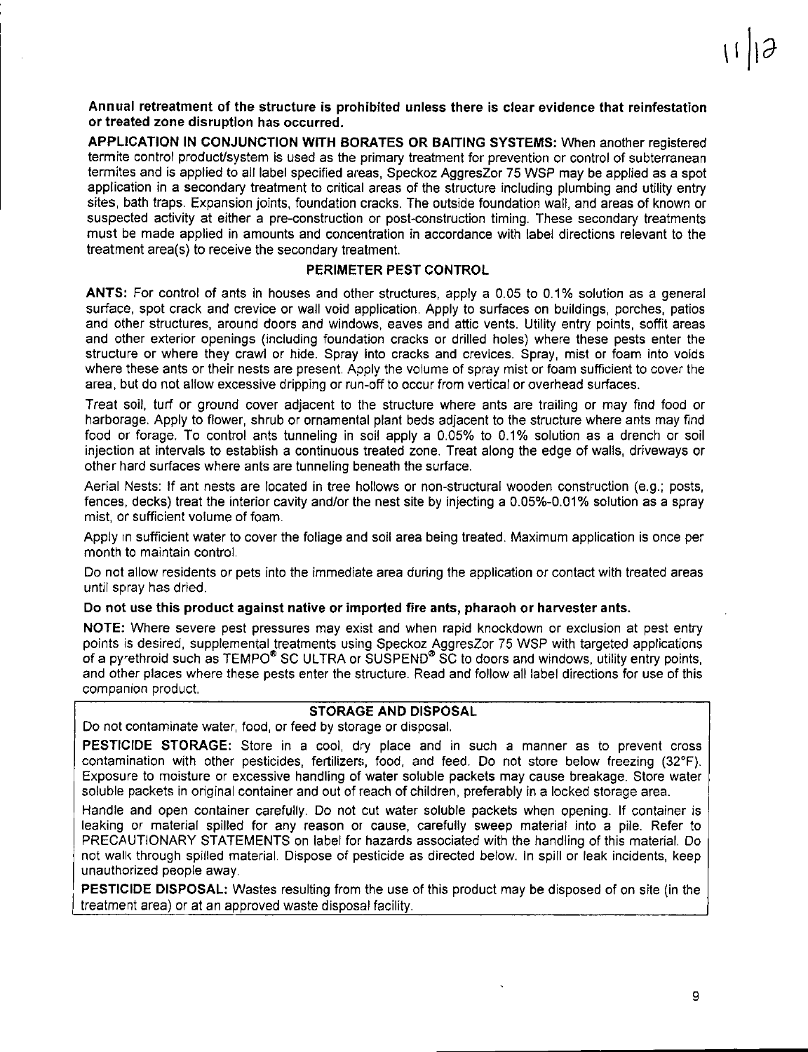**Annual retreatment of the structure is prohibited unless there is clear evidence that reinfestation or treated zone disruption has occurred.**

**APPLICATION IN CONJUNCTION WITH BORATES OR BAITING SYSTEMS:** When another registered termite control product/system is used as the primary treatment for prevention or control of subterranean termites and is applied to all label specified areas, Speckoz AggresZor 75 WSP may be applied as a spot application in a secondary treatment to critical areas of the structure including plumbing and utility entry sites, bath traps. Expansion joints, foundation cracks. The outside foundation wall, and areas of known or suspected activity at either a pre-construction or post-construction timing. These secondary treatments must be made applied in amounts and concentration in accordance with label directions relevant to the treatment area(s) to receive the secondary treatment.

**PERIMETER PEST CONTROL**

**ANTS:** For control of ants in houses and other structures, apply a 0.05 to 0.1% solution as a general surface, spot crack and crevice or wall void application. Apply to surfaces on buildings, porches, patios and other structures, around doors and windows, eaves and attic vents. Utility entry points, soffit areas and other exterior openings (including foundation cracks or drilled holes) where these pests enter the structure or where they crawl or hide. Spray into cracks and crevices. Spray, mist or foam into voids where these ants or their nests are present. Apply the volume of spray mist or foam sufficient to cover the area, but do not allow excessive dripping or run-off to occur from vertical or overhead surfaces.

Treat soil, turf or ground cover adjacent to the structure where ants are trailing or may find food or harborage. Apply to flower, shrub or ornamental plant beds adjacent to the structure where ants may find food or forage. To control ants tunneling in soil apply a 0.05% to 0.1% solution as a drench or soil injection at intervals to establish a continuous treated zone. Treat along the edge of walls, driveways or other hard surfaces where ants are tunneling beneath the surface.

Aerial Nests: If ant nests are located in tree hollows or non-structural wooden construction (e.g.; posts, fences, decks) treat the interior cavity and/or the nest site by injecting a 0.05%-0.01% solution as a spray mist, or sufficient volume of foam.

Apply in sufficient water to cover the foliage and soil area being treated. Maximum application is once per month to maintain control.

Do not allow residents or pets into the immediate area during the application or contact with treated areas until spray has dried.

**Do not use this product against native or imported fire ants, pharaoh or harvester ants.**

**NOTE:** Where severe pest pressures may exist and when rapid knockdown or exclusion at pest entry points is desired, supplemental treatments using Speckoz AggresZor 75 WSP with targeted applications of a pyrethroid such as TEMPO® SC ULTRA or SUSPEND® SC to doors and windows, utility entry points, and other places where these pests enter the structure. Read and follow all label directions for use of this companion product.

**STORAGE AND DISPOSAL**

Do not contaminate water, food, or feed by storage or disposal.

**PESTICIDE STORAGE:** Store in a cool, dry place and in such a manner as to prevent cross contamination with other pesticides, fertilizers, food, and feed. Do not store below freezing (32°F). Exposure to moisture or excessive handling of water soluble packets may cause breakage. Store water soluble packets in original container and out of reach of children, preferably in a locked storage area.

Handle and open container carefully. Do not cut water soluble packets when opening. If container is leaking or material spilled for any reason or cause, carefully sweep material into a pile. Refer to PRECAUTIONARY STATEMENTS on label for hazards associated with the handling of this material. Do not walk through spilled material. Dispose of pesticide as directed below. In spill or leak incidents, keep unauthorized people away.

**PESTICIDE DISPOSAL:** Wastes resulting from the use of this product may be disposed of on site (in the treatment area) or at an approved waste disposal facility.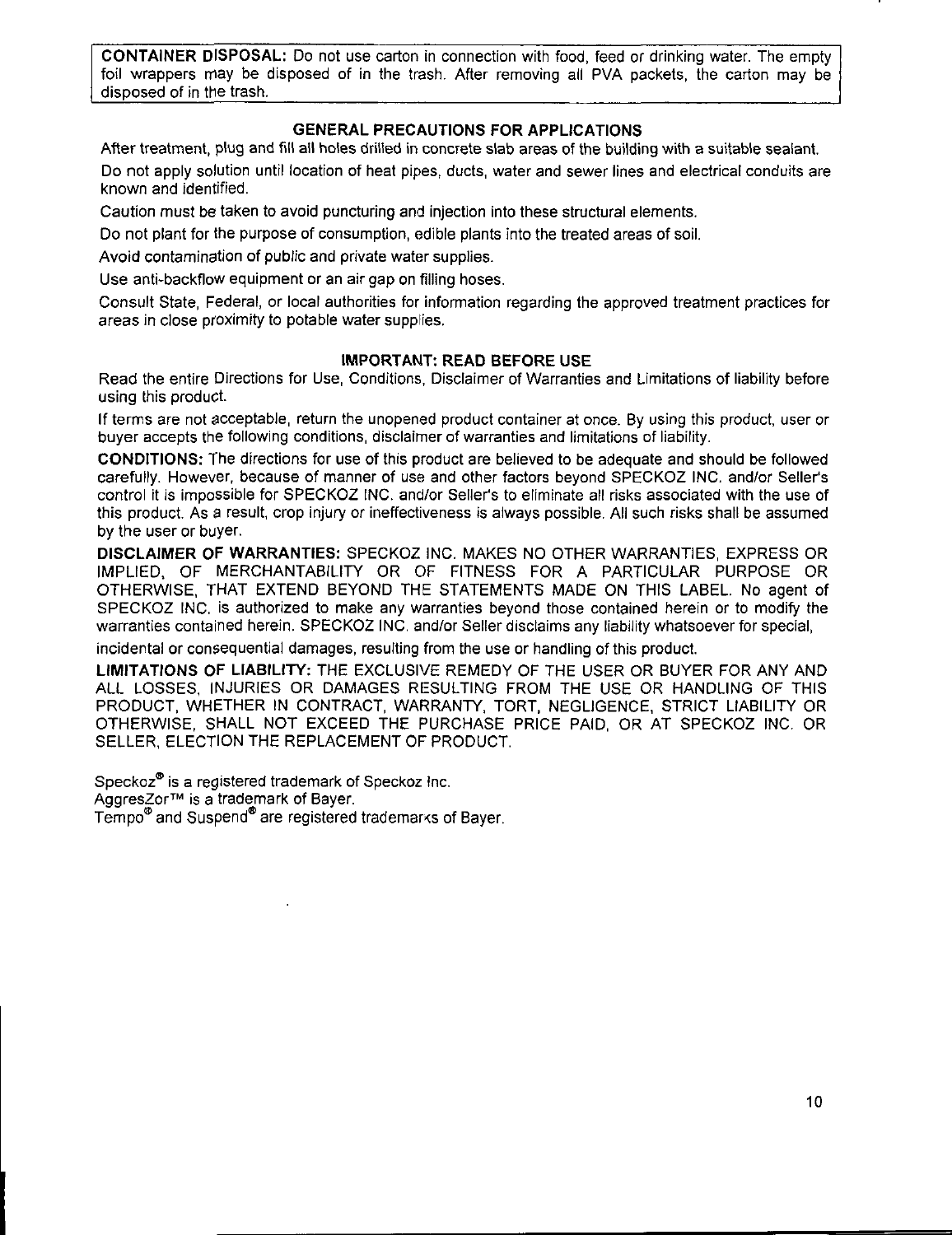**CONTAINER DISPOSAL:** Do not use carton in connection with food, feed or drinking water. The empty foil wrappers may be disposed of in the trash. After removing all PVA packets, the carton may be disposed of in the trash.

### GENERAL PRECAUTIONS FOR APPLICATIONS

After treatment, plug and fill all holes drilled in concrete slab areas of the building with a suitable sealant.

Do not apply solution until location of heat pipes, ducts, water and sewer lines and electrical conduits are known and identified.

Caution must be taken to avoid puncturing and injection into these structural elements.

Do not plant for the purpose of consumption, edible plants into the treated areas of soil.

Avoid contamination of public and private water supplies.

Use anti-backflow equipment or an air gap on filling hoses.

Consult State, Federal, or local authorities for information regarding the approved treatment practices for areas in close proximity to potable water supplies.

### IMPORTANT: READ BEFORE USE

Read the entire Directions for Use, Conditions, Disclaimer of Warranties and Limitations of liability before using this product.

If terms are not acceptable, return the unopened product container at once. By using this product, user or buyer accepts the following conditions, disclaimer of warranties and limitations of liability.

**CONDITIONS:** The directions for use of this product are believed to be adequate and should be followed carefully. However, because of manner of use and other factors beyond SPECKOZ INC. and/or Seller's control it is impossible for SPECKOZ INC. and/or Seller's to eliminate all risks associated with the use of this product. As a result, crop injury or ineffectiveness is always possible. All such risks shall be assumed by the user or buyer.

**DISCLAIMER OF WARRANTIES:** SPECKOZ INC. MAKES NO OTHER WARRANTIES, EXPRESS OR IMPLIED, OF MERCHANTABILITY OR OF FITNESS FOR A PARTICULAR PURPOSE OR OTHERWISE, THAT EXTEND BEYOND THE STATEMENTS MADE ON THIS LABEL. No agent of SPECKOZ INC. is authorized to make any warranties beyond those contained herein or to modify the warranties contained herein. SPECKOZ INC. and/or Seller disclaims any liability whatsoever for special,

incidental or consequential damages, resulting from the use or handling of this product.

**LIMITATIONS OF LIABILITY:** THE EXCLUSIVE REMEDY OF THE USER OR BUYER FOR ANY AND ALL LOSSES, INJURIES OR DAMAGES RESULTING FROM THE USE OR HANDLING OF THIS PRODUCT, WHETHER IN CONTRACT, WARRANTY, TORT, NEGLIGENCE, STRICT LIABILITY OR OTHERWISE, SHALL NOT EXCEED THE PURCHASE PRICE PAID, OR AT SPECKOZ INC. OR SELLER, ELECTION THE REPLACEMENT OF PRODUCT.

Speckoz® is a registered trademark of Speckoz Inc.
AggresZor™ is a trademark of Bayer.
Tempo® and Suspend® are registered trademarks of Bayer.